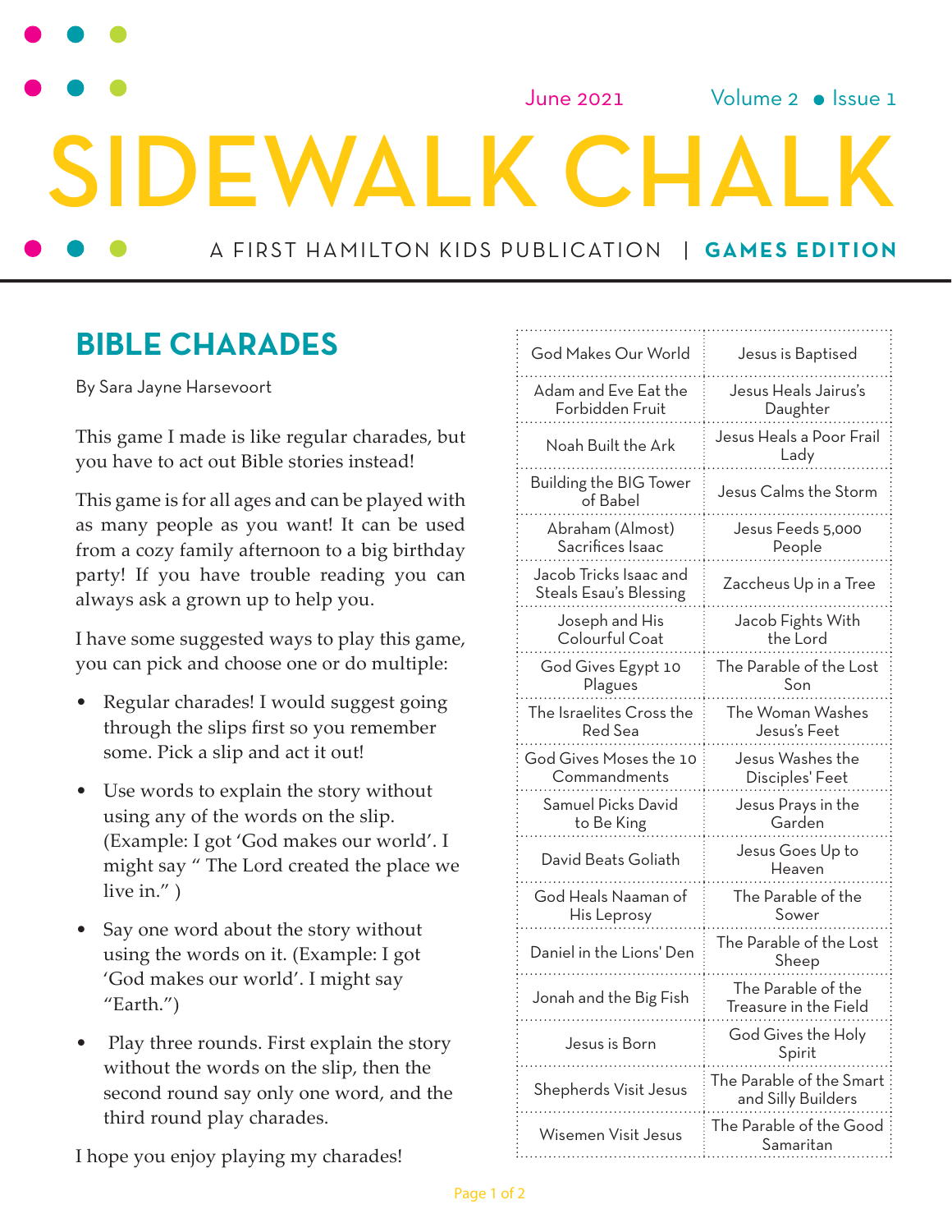# SIDEWALK CHALK

A FIRST HAMILTON KIDS PUBLICATION | **GAMES EDITION**

June 2021 Volume 2 • Issue 1

## BIBLE CHARADES

By Sara Jayne Harsevoort

This game I made is like regular charades, but you have to act out Bible stories instead!

This game is for all ages and can be played with as many people as you want! It can be used from a cozy family afternoon to a big birthday party! If you have trouble reading you can always ask a grown up to help you.

I have some suggested ways to play this game, you can pick and choose one or do multiple:

- Regular charades! I would suggest going through the slips first so you remember some. Pick a slip and act it out!
- Use words to explain the story without using any of the words on the slip. (Example: I got 'God makes our world'. I might say " The Lord created the place we live in." )
- Say one word about the story without using the words on it. (Example: I got 'God makes our world'. I might say "Earth.")
- Play three rounds. First explain the story without the words on the slip, then the second round say only one word, and the third round play charades.

I hope you enjoy playing my charades!

| | |
|---|---|
| God Makes Our World | Jesus is Baptised |
| Adam and Eve Eat the Forbidden Fruit | Jesus Heals Jairus's Daughter |
| Noah Built the Ark | Jesus Heals a Poor Frail Lady |
| Building the BIG Tower of Babel | Jesus Calms the Storm |
| Abraham (Almost) Sacrifices Isaac | Jesus Feeds 5,000 People |
| Jacob Tricks Isaac and Steals Esau's Blessing | Zaccheus Up in a Tree |
| Joseph and His Colourful Coat | Jacob Fights With the Lord |
| God Gives Egypt 10 Plagues | The Parable of the Lost Son |
| The Israelites Cross the Red Sea | The Woman Washes Jesus's Feet |
| God Gives Moses the 10 Commandments | Jesus Washes the Disciples' Feet |
| Samuel Picks David to Be King | Jesus Prays in the Garden |
| David Beats Goliath | Jesus Goes Up to Heaven |
| God Heals Naaman of His Leprosy | The Parable of the Sower |
| Daniel in the Lions' Den | The Parable of the Lost Sheep |
| Jonah and the Big Fish | The Parable of the Treasure in the Field |
| Jesus is Born | God Gives the Holy Spirit |
| Shepherds Visit Jesus | The Parable of the Smart and Silly Builders |
| Wisemen Visit Jesus | The Parable of the Good Samaritan |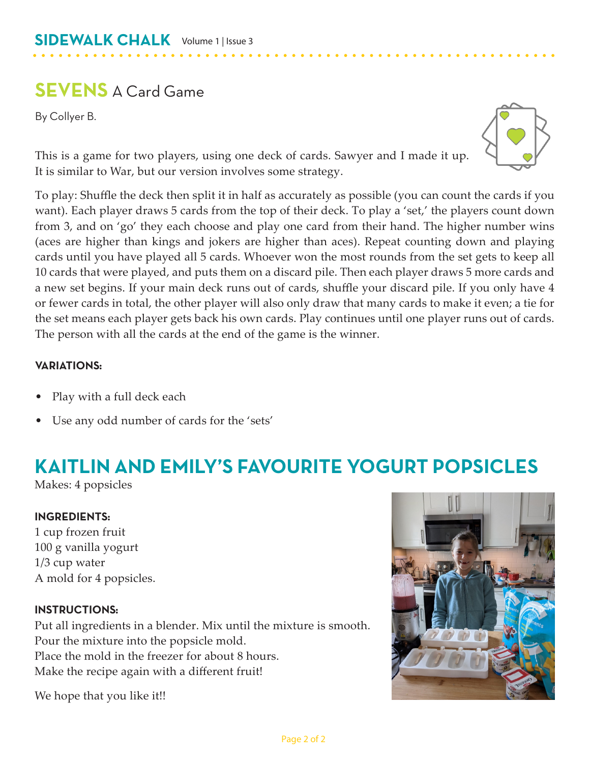## SEVENS A Card Game

By Collyer B.

This is a game for two players, using one deck of cards. Sawyer and I made it up. It is similar to War, but our version involves some strategy.

To play: Shuffle the deck then split it in half as accurately as possible (you can count the cards if you want). Each player draws 5 cards from the top of their deck. To play a 'set,' the players count down from 3, and on 'go' they each choose and play one card from their hand. The higher number wins (aces are higher than kings and jokers are higher than aces). Repeat counting down and playing cards until you have played all 5 cards. Whoever won the most rounds from the set gets to keep all 10 cards that were played, and puts them on a discard pile. Then each player draws 5 more cards and a new set begins. If your main deck runs out of cards, shuffle your discard pile. If you only have 4 or fewer cards in total, the other player will also only draw that many cards to make it even; a tie for the set means each player gets back his own cards. Play continues until one player runs out of cards. The person with all the cards at the end of the game is the winner.

**VARIATIONS:**

- Play with a full deck each
- Use any odd number of cards for the 'sets'

## KAITLIN AND EMILY'S FAVOURITE YOGURT POPSICLES

Makes: 4 popsicles

**INGREDIENTS:**

1 cup frozen fruit
100 g vanilla yogurt
1/3 cup water
A mold for 4 popsicles.

**INSTRUCTIONS:**

Put all ingredients in a blender. Mix until the mixture is smooth.
Pour the mixture into the popsicle mold.
Place the mold in the freezer for about 8 hours.
Make the recipe again with a different fruit!

We hope that you like it!!